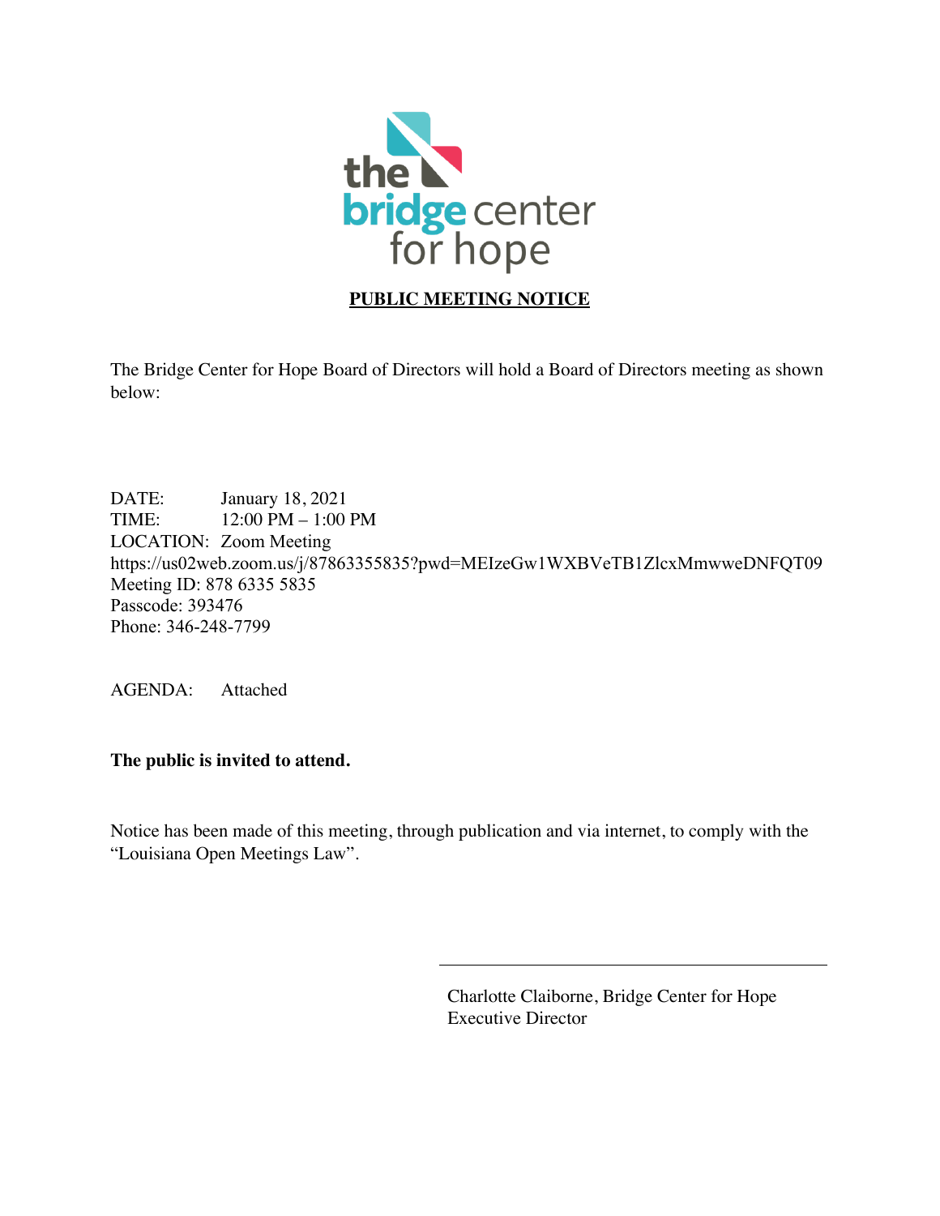the bridge center for hope

## PUBLIC MEETING NOTICE

The Bridge Center for Hope Board of Directors will hold a Board of Directors meeting as shown below:

DATE: January 18, 2021
TIME: 12:00 PM – 1:00 PM
LOCATION: Zoom Meeting
https://us02web.zoom.us/j/87863355835?pwd=MEIzeGw1WXBVeTB1ZlcxMmwweDNFQT09
Meeting ID: 878 6335 5835
Passcode: 393476
Phone: 346-248-7799

AGENDA: Attached

**The public is invited to attend.**

Notice has been made of this meeting, through publication and via internet, to comply with the "Louisiana Open Meetings Law".

Charlotte Claiborne, Bridge Center for Hope
Executive Director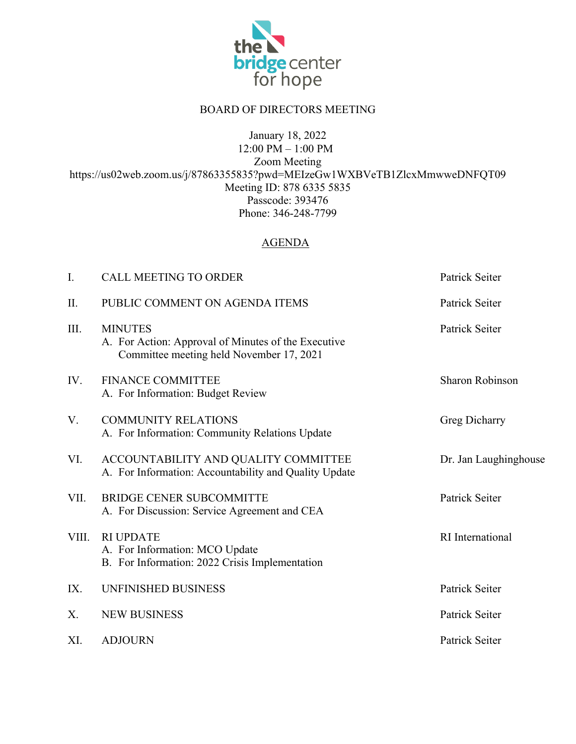the bridge center for hope

BOARD OF DIRECTORS MEETING

January 18, 2022
12:00 PM – 1:00 PM
Zoom Meeting
https://us02web.zoom.us/j/87863355835?pwd=MEIzeGw1WXBVeTB1ZlcxMmwweDNFQT09
Meeting ID: 878 6335 5835
Passcode: 393476
Phone: 346-248-7799

AGENDA

| | | |
|---|---|---|
| I. | CALL MEETING TO ORDER | Patrick Seiter |
| II. | PUBLIC COMMENT ON AGENDA ITEMS | Patrick Seiter |
| III. | MINUTES<br>A. For Action: Approval of Minutes of the Executive Committee meeting held November 17, 2021 | Patrick Seiter |
| IV. | FINANCE COMMITTEE<br>A. For Information: Budget Review | Sharon Robinson |
| V. | COMMUNITY RELATIONS<br>A. For Information: Community Relations Update | Greg Dicharry |
| VI. | ACCOUNTABILITY AND QUALITY COMMITTEE<br>A. For Information: Accountability and Quality Update | Dr. Jan Laughinghouse |
| VII. | BRIDGE CENER SUBCOMMITTE<br>A. For Discussion: Service Agreement and CEA | Patrick Seiter |
| VIII. | RI UPDATE<br>A. For Information: MCO Update<br>B. For Information: 2022 Crisis Implementation | RI International |
| IX. | UNFINISHED BUSINESS | Patrick Seiter |
| X. | NEW BUSINESS | Patrick Seiter |
| XI. | ADJOURN | Patrick Seiter |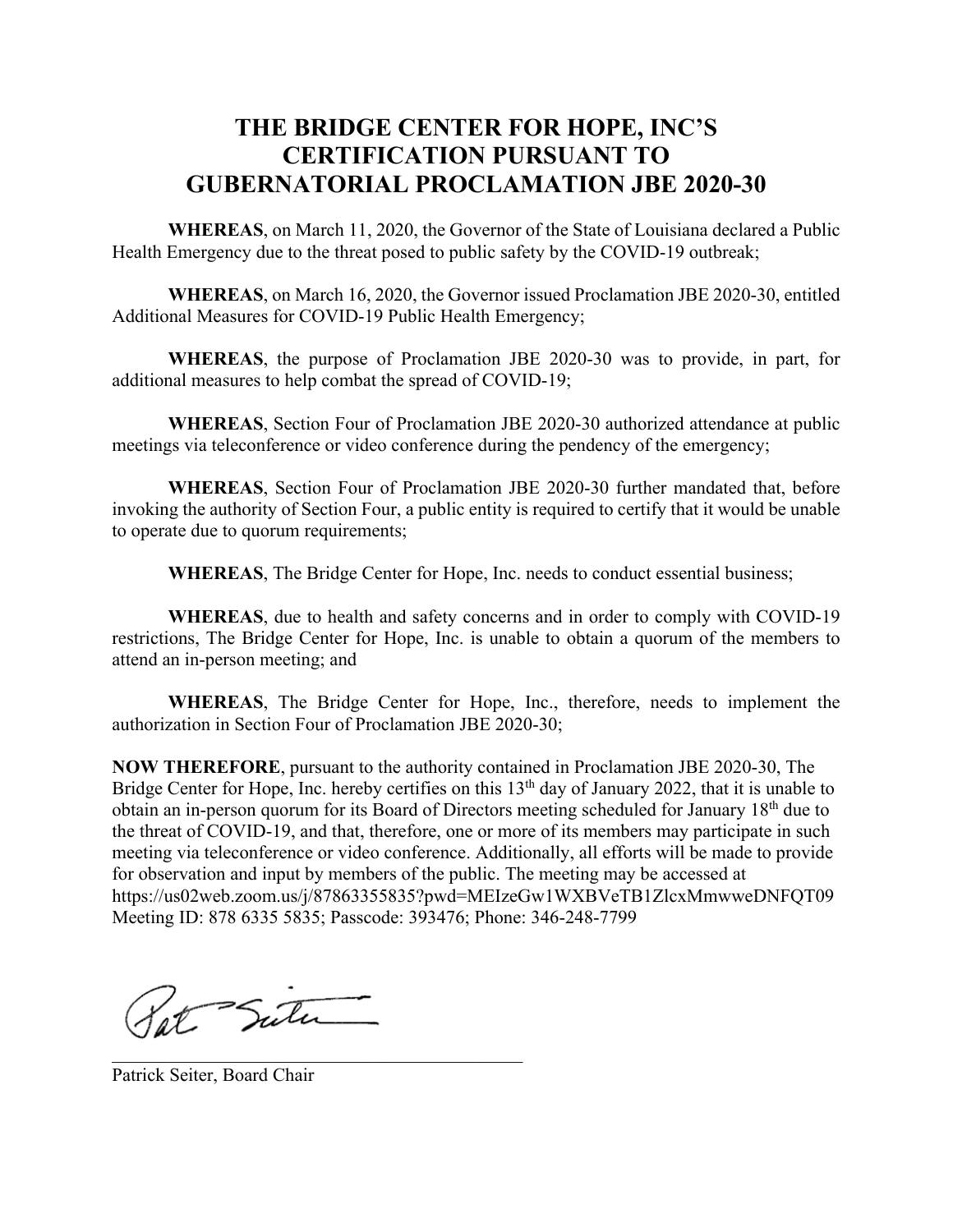# THE BRIDGE CENTER FOR HOPE, INC'S CERTIFICATION PURSUANT TO GUBERNATORIAL PROCLAMATION JBE 2020-30

**WHEREAS**, on March 11, 2020, the Governor of the State of Louisiana declared a Public Health Emergency due to the threat posed to public safety by the COVID-19 outbreak;

**WHEREAS**, on March 16, 2020, the Governor issued Proclamation JBE 2020-30, entitled Additional Measures for COVID-19 Public Health Emergency;

**WHEREAS**, the purpose of Proclamation JBE 2020-30 was to provide, in part, for additional measures to help combat the spread of COVID-19;

**WHEREAS**, Section Four of Proclamation JBE 2020-30 authorized attendance at public meetings via teleconference or video conference during the pendency of the emergency;

**WHEREAS**, Section Four of Proclamation JBE 2020-30 further mandated that, before invoking the authority of Section Four, a public entity is required to certify that it would be unable to operate due to quorum requirements;

**WHEREAS**, The Bridge Center for Hope, Inc. needs to conduct essential business;

**WHEREAS**, due to health and safety concerns and in order to comply with COVID-19 restrictions, The Bridge Center for Hope, Inc. is unable to obtain a quorum of the members to attend an in-person meeting; and

**WHEREAS**, The Bridge Center for Hope, Inc., therefore, needs to implement the authorization in Section Four of Proclamation JBE 2020-30;

**NOW THEREFORE**, pursuant to the authority contained in Proclamation JBE 2020-30, The Bridge Center for Hope, Inc. hereby certifies on this 13th day of January 2022, that it is unable to obtain an in-person quorum for its Board of Directors meeting scheduled for January 18th due to the threat of COVID-19, and that, therefore, one or more of its members may participate in such meeting via teleconference or video conference. Additionally, all efforts will be made to provide for observation and input by members of the public. The meeting may be accessed at https://us02web.zoom.us/j/87863355835?pwd=MEIzeGw1WXBVeTB1ZlcxMmwweDNFQT09 Meeting ID: 878 6335 5835; Passcode: 393476; Phone: 346-248-7799

Pat Seiter

_______________________________________________

Patrick Seiter, Board Chair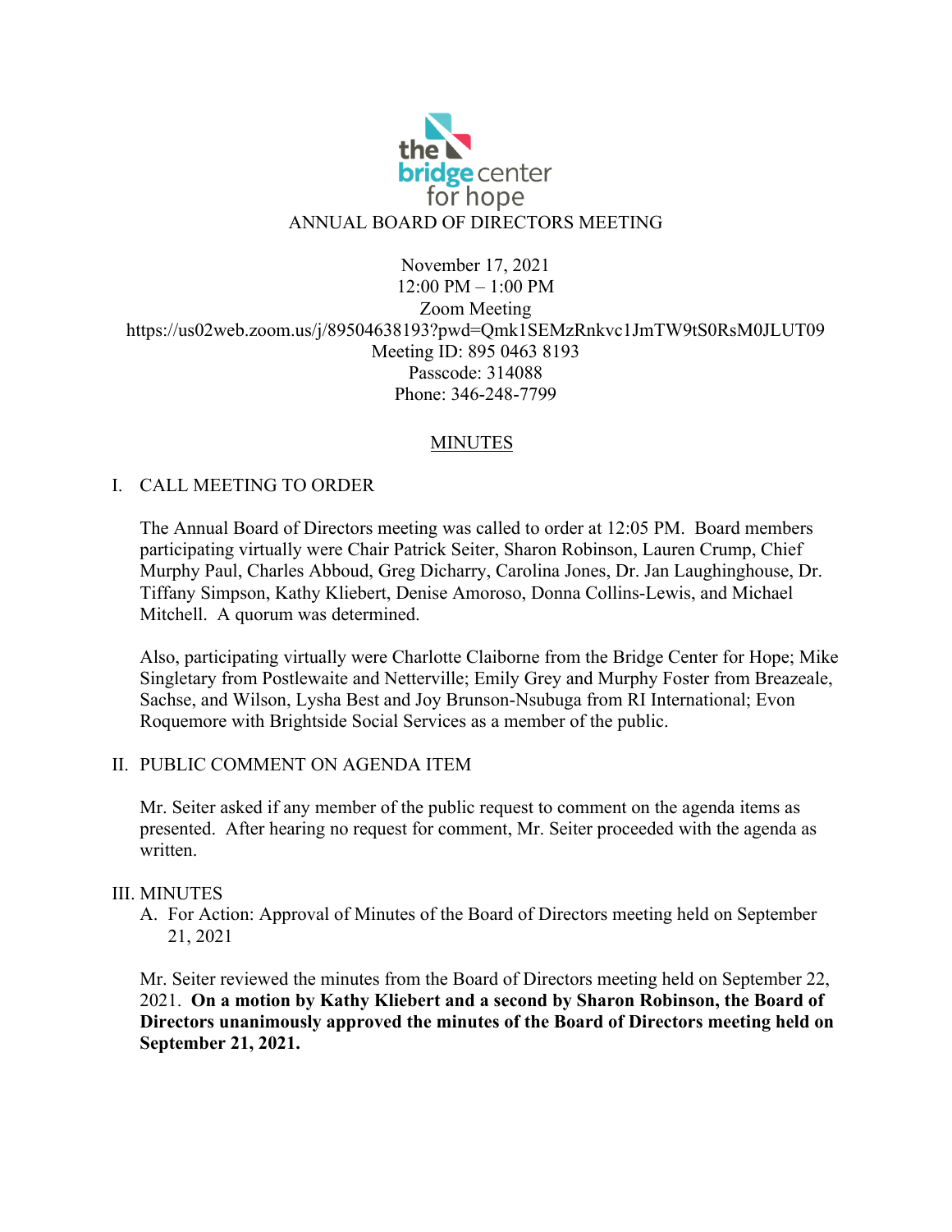the bridge center for hope

ANNUAL BOARD OF DIRECTORS MEETING

November 17, 2021
12:00 PM – 1:00 PM
Zoom Meeting
https://us02web.zoom.us/j/89504638193?pwd=Qmk1SEMzRnkvc1JmTW9tS0RsM0JLUT09
Meeting ID: 895 0463 8193
Passcode: 314088
Phone: 346-248-7799

## MINUTES

I. CALL MEETING TO ORDER

The Annual Board of Directors meeting was called to order at 12:05 PM. Board members participating virtually were Chair Patrick Seiter, Sharon Robinson, Lauren Crump, Chief Murphy Paul, Charles Abboud, Greg Dicharry, Carolina Jones, Dr. Jan Laughinghouse, Dr. Tiffany Simpson, Kathy Kliebert, Denise Amoroso, Donna Collins-Lewis, and Michael Mitchell. A quorum was determined.

Also, participating virtually were Charlotte Claiborne from the Bridge Center for Hope; Mike Singletary from Postlewaite and Netterville; Emily Grey and Murphy Foster from Breazeale, Sachse, and Wilson, Lysha Best and Joy Brunson-Nsubuga from RI International; Evon Roquemore with Brightside Social Services as a member of the public.

II. PUBLIC COMMENT ON AGENDA ITEM

Mr. Seiter asked if any member of the public request to comment on the agenda items as presented. After hearing no request for comment, Mr. Seiter proceeded with the agenda as written.

III. MINUTES

A. For Action: Approval of Minutes of the Board of Directors meeting held on September 21, 2021

Mr. Seiter reviewed the minutes from the Board of Directors meeting held on September 22, 2021. **On a motion by Kathy Kliebert and a second by Sharon Robinson, the Board of Directors unanimously approved the minutes of the Board of Directors meeting held on September 21, 2021.**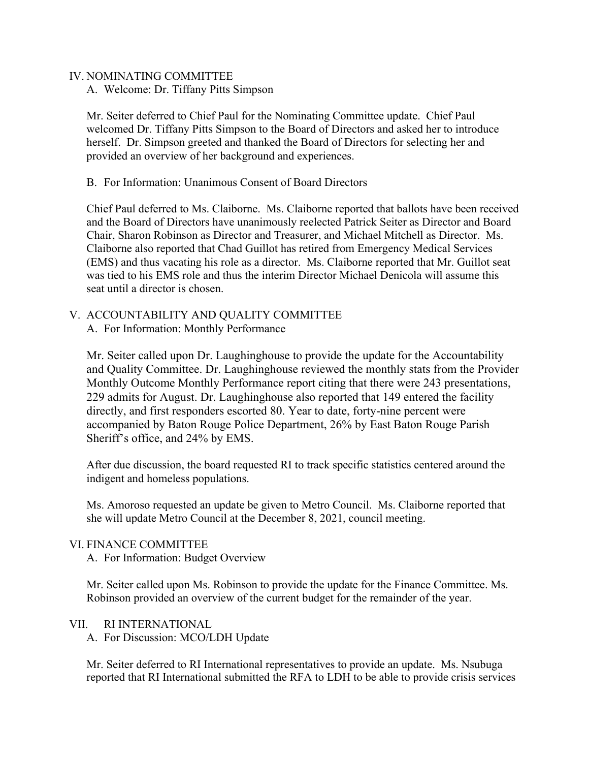## IV. NOMINATING COMMITTEE

A. Welcome: Dr. Tiffany Pitts Simpson

Mr. Seiter deferred to Chief Paul for the Nominating Committee update. Chief Paul welcomed Dr. Tiffany Pitts Simpson to the Board of Directors and asked her to introduce herself. Dr. Simpson greeted and thanked the Board of Directors for selecting her and provided an overview of her background and experiences.

B. For Information: Unanimous Consent of Board Directors

Chief Paul deferred to Ms. Claiborne. Ms. Claiborne reported that ballots have been received and the Board of Directors have unanimously reelected Patrick Seiter as Director and Board Chair, Sharon Robinson as Director and Treasurer, and Michael Mitchell as Director. Ms. Claiborne also reported that Chad Guillot has retired from Emergency Medical Services (EMS) and thus vacating his role as a director. Ms. Claiborne reported that Mr. Guillot seat was tied to his EMS role and thus the interim Director Michael Denicola will assume this seat until a director is chosen.

## V. ACCOUNTABILITY AND QUALITY COMMITTEE

A. For Information: Monthly Performance

Mr. Seiter called upon Dr. Laughinghouse to provide the update for the Accountability and Quality Committee. Dr. Laughinghouse reviewed the monthly stats from the Provider Monthly Outcome Monthly Performance report citing that there were 243 presentations, 229 admits for August. Dr. Laughinghouse also reported that 149 entered the facility directly, and first responders escorted 80. Year to date, forty-nine percent were accompanied by Baton Rouge Police Department, 26% by East Baton Rouge Parish Sheriff's office, and 24% by EMS.

After due discussion, the board requested RI to track specific statistics centered around the indigent and homeless populations.

Ms. Amoroso requested an update be given to Metro Council. Ms. Claiborne reported that she will update Metro Council at the December 8, 2021, council meeting.

## VI. FINANCE COMMITTEE

A. For Information: Budget Overview

Mr. Seiter called upon Ms. Robinson to provide the update for the Finance Committee. Ms. Robinson provided an overview of the current budget for the remainder of the year.

## VII. RI INTERNATIONAL

A. For Discussion: MCO/LDH Update

Mr. Seiter deferred to RI International representatives to provide an update. Ms. Nsubuga reported that RI International submitted the RFA to LDH to be able to provide crisis services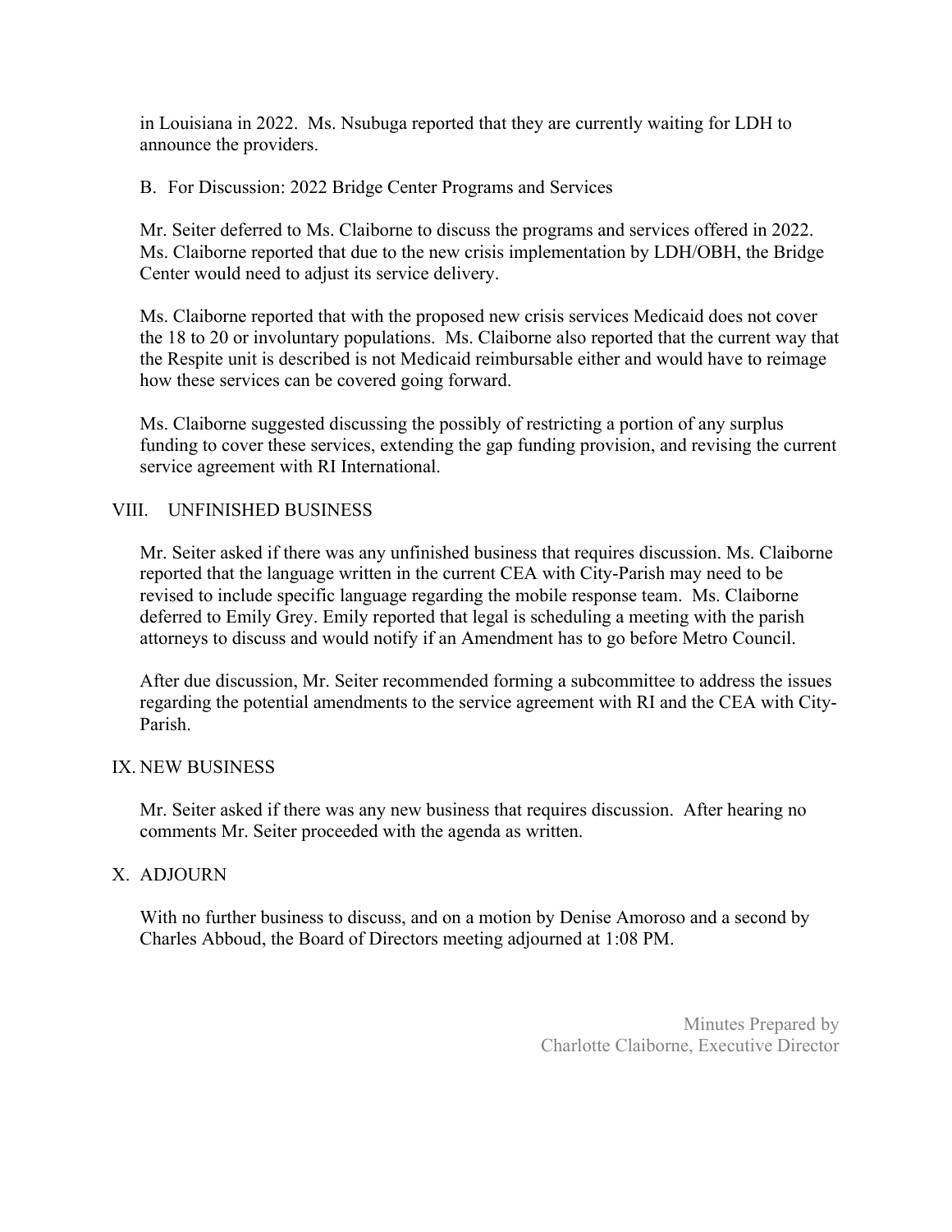in Louisiana in 2022. Ms. Nsubuga reported that they are currently waiting for LDH to announce the providers.

B. For Discussion: 2022 Bridge Center Programs and Services

Mr. Seiter deferred to Ms. Claiborne to discuss the programs and services offered in 2022. Ms. Claiborne reported that due to the new crisis implementation by LDH/OBH, the Bridge Center would need to adjust its service delivery.

Ms. Claiborne reported that with the proposed new crisis services Medicaid does not cover the 18 to 20 or involuntary populations. Ms. Claiborne also reported that the current way that the Respite unit is described is not Medicaid reimbursable either and would have to reimage how these services can be covered going forward.

Ms. Claiborne suggested discussing the possibly of restricting a portion of any surplus funding to cover these services, extending the gap funding provision, and revising the current service agreement with RI International.

## VIII. UNFINISHED BUSINESS

Mr. Seiter asked if there was any unfinished business that requires discussion. Ms. Claiborne reported that the language written in the current CEA with City-Parish may need to be revised to include specific language regarding the mobile response team. Ms. Claiborne deferred to Emily Grey. Emily reported that legal is scheduling a meeting with the parish attorneys to discuss and would notify if an Amendment has to go before Metro Council.

After due discussion, Mr. Seiter recommended forming a subcommittee to address the issues regarding the potential amendments to the service agreement with RI and the CEA with City-Parish.

## IX. NEW BUSINESS

Mr. Seiter asked if there was any new business that requires discussion. After hearing no comments Mr. Seiter proceeded with the agenda as written.

## X. ADJOURN

With no further business to discuss, and on a motion by Denise Amoroso and a second by Charles Abboud, the Board of Directors meeting adjourned at 1:08 PM.

Minutes Prepared by
Charlotte Claiborne, Executive Director